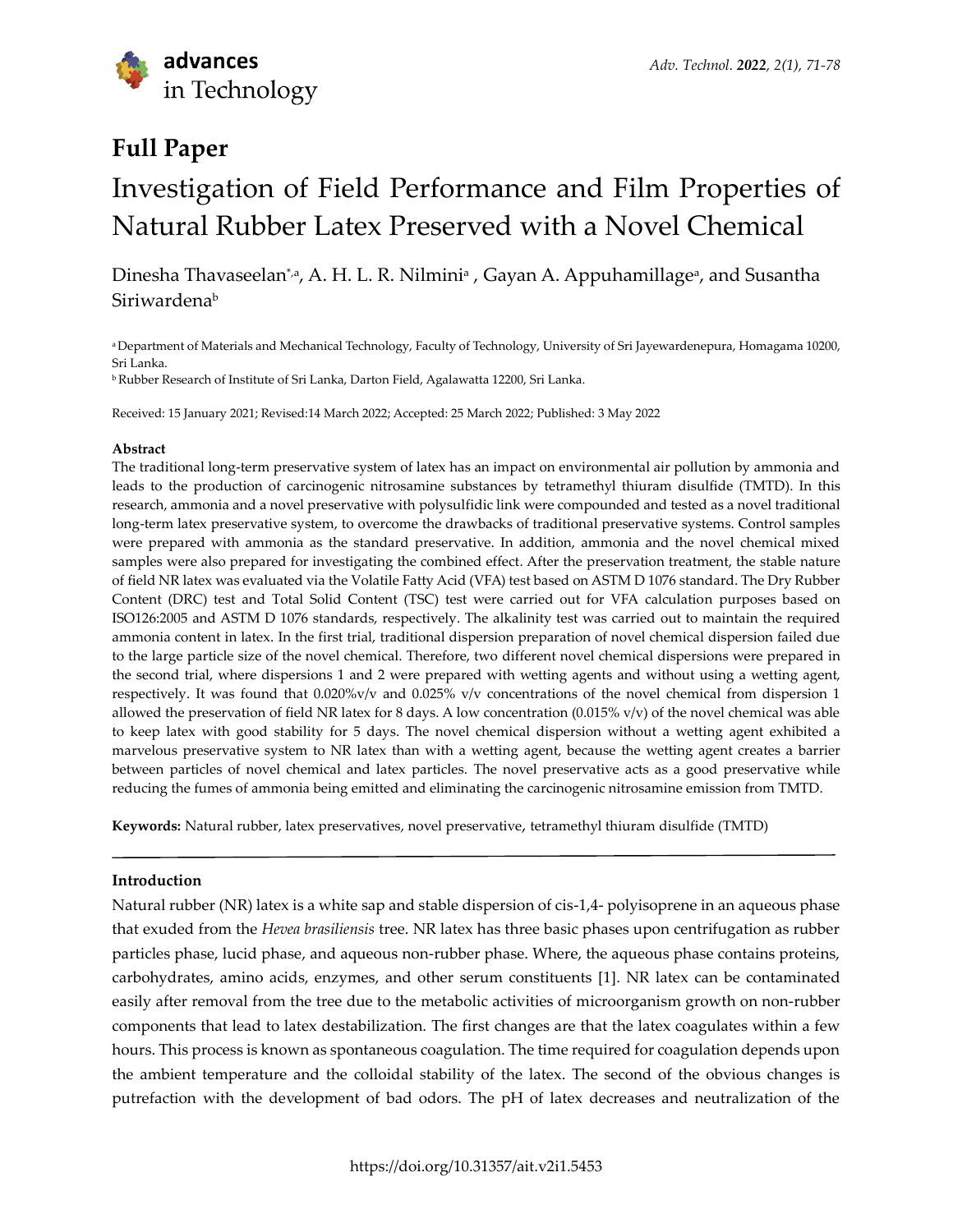**Full Paper**

# Investigation of Field Performance and Film Properties of Natural Rubber Latex Preserved with a Novel Chemical

Dinesha Thavaseelan[*,a], A. H. L. R. Nilmini[a], Gayan A. Appuhamillage[a], and Susantha Siriwardena[b]

[a] Department of Materials and Mechanical Technology, Faculty of Technology, University of Sri Jayewardenepura, Homagama 10200, Sri Lanka.

[b] Rubber Research of Institute of Sri Lanka, Darton Field, Agalawatta 12200, Sri Lanka.

Received: 15 January 2021; Revised:14 March 2022; Accepted: 25 March 2022; Published: 3 May 2022

**Abstract**

The traditional long-term preservative system of latex has an impact on environmental air pollution by ammonia and leads to the production of carcinogenic nitrosamine substances by tetramethyl thiuram disulfide (TMTD). In this research, ammonia and a novel preservative with polysulfidic link were compounded and tested as a novel traditional long-term latex preservative system, to overcome the drawbacks of traditional preservative systems. Control samples were prepared with ammonia as the standard preservative. In addition, ammonia and the novel chemical mixed samples were also prepared for investigating the combined effect. After the preservation treatment, the stable nature of field NR latex was evaluated via the Volatile Fatty Acid (VFA) test based on ASTM D 1076 standard. The Dry Rubber Content (DRC) test and Total Solid Content (TSC) test were carried out for VFA calculation purposes based on ISO126:2005 and ASTM D 1076 standards, respectively. The alkalinity test was carried out to maintain the required ammonia content in latex. In the first trial, traditional dispersion preparation of novel chemical dispersion failed due to the large particle size of the novel chemical. Therefore, two different novel chemical dispersions were prepared in the second trial, where dispersions 1 and 2 were prepared with wetting agents and without using a wetting agent, respectively. It was found that 0.020%v/v and 0.025% v/v concentrations of the novel chemical from dispersion 1 allowed the preservation of field NR latex for 8 days. A low concentration (0.015% v/v) of the novel chemical was able to keep latex with good stability for 5 days. The novel chemical dispersion without a wetting agent exhibited a marvelous preservative system to NR latex than with a wetting agent, because the wetting agent creates a barrier between particles of novel chemical and latex particles. The novel preservative acts as a good preservative while reducing the fumes of ammonia being emitted and eliminating the carcinogenic nitrosamine emission from TMTD.

**Keywords:** Natural rubber, latex preservatives, novel preservative, tetramethyl thiuram disulfide (TMTD)

---

## Introduction

Natural rubber (NR) latex is a white sap and stable dispersion of cis-1,4- polyisoprene in an aqueous phase that exuded from the *Hevea brasiliensis* tree. NR latex has three basic phases upon centrifugation as rubber particles phase, lucid phase, and aqueous non-rubber phase. Where, the aqueous phase contains proteins, carbohydrates, amino acids, enzymes, and other serum constituents [1]. NR latex can be contaminated easily after removal from the tree due to the metabolic activities of microorganism growth on non-rubber components that lead to latex destabilization. The first changes are that the latex coagulates within a few hours. This process is known as spontaneous coagulation. The time required for coagulation depends upon the ambient temperature and the colloidal stability of the latex. The second of the obvious changes is putrefaction with the development of bad odors. The pH of latex decreases and neutralization of the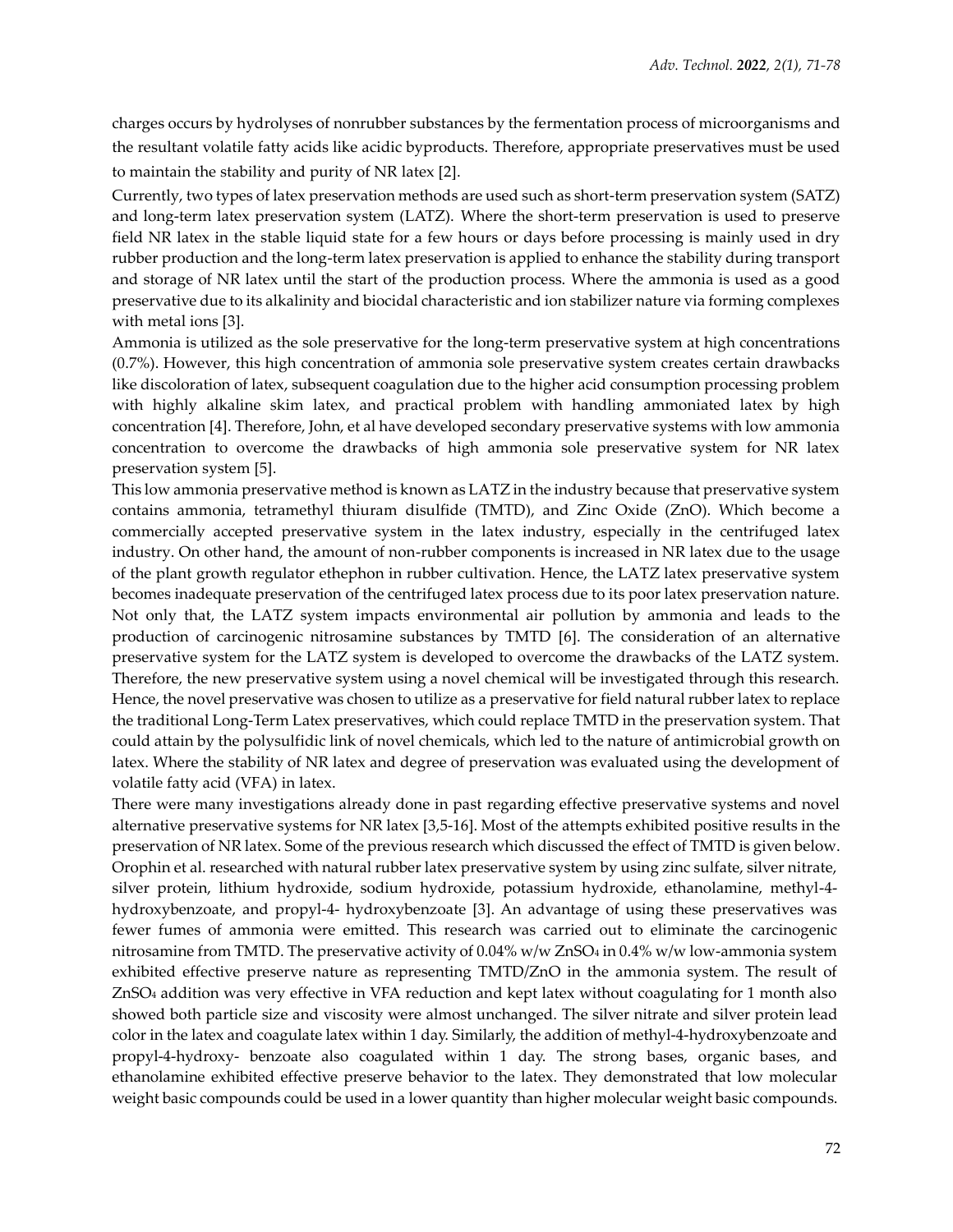charges occurs by hydrolyses of nonrubber substances by the fermentation process of microorganisms and the resultant volatile fatty acids like acidic byproducts. Therefore, appropriate preservatives must be used to maintain the stability and purity of NR latex [2].

Currently, two types of latex preservation methods are used such as short-term preservation system (SATZ) and long-term latex preservation system (LATZ). Where the short-term preservation is used to preserve field NR latex in the stable liquid state for a few hours or days before processing is mainly used in dry rubber production and the long-term latex preservation is applied to enhance the stability during transport and storage of NR latex until the start of the production process. Where the ammonia is used as a good preservative due to its alkalinity and biocidal characteristic and ion stabilizer nature via forming complexes with metal ions [3].

Ammonia is utilized as the sole preservative for the long-term preservative system at high concentrations (0.7%). However, this high concentration of ammonia sole preservative system creates certain drawbacks like discoloration of latex, subsequent coagulation due to the higher acid consumption processing problem with highly alkaline skim latex, and practical problem with handling ammoniated latex by high concentration [4]. Therefore, John, et al have developed secondary preservative systems with low ammonia concentration to overcome the drawbacks of high ammonia sole preservative system for NR latex preservation system [5].

This low ammonia preservative method is known as LATZ in the industry because that preservative system contains ammonia, tetramethyl thiuram disulfide (TMTD), and Zinc Oxide (ZnO). Which become a commercially accepted preservative system in the latex industry, especially in the centrifuged latex industry. On other hand, the amount of non-rubber components is increased in NR latex due to the usage of the plant growth regulator ethephon in rubber cultivation. Hence, the LATZ latex preservative system becomes inadequate preservation of the centrifuged latex process due to its poor latex preservation nature. Not only that, the LATZ system impacts environmental air pollution by ammonia and leads to the production of carcinogenic nitrosamine substances by TMTD [6]. The consideration of an alternative preservative system for the LATZ system is developed to overcome the drawbacks of the LATZ system. Therefore, the new preservative system using a novel chemical will be investigated through this research. Hence, the novel preservative was chosen to utilize as a preservative for field natural rubber latex to replace the traditional Long-Term Latex preservatives, which could replace TMTD in the preservation system. That could attain by the polysulfidic link of novel chemicals, which led to the nature of antimicrobial growth on latex. Where the stability of NR latex and degree of preservation was evaluated using the development of volatile fatty acid (VFA) in latex.

There were many investigations already done in past regarding effective preservative systems and novel alternative preservative systems for NR latex [3,5-16]. Most of the attempts exhibited positive results in the preservation of NR latex. Some of the previous research which discussed the effect of TMTD is given below. Orophin et al. researched with natural rubber latex preservative system by using zinc sulfate, silver nitrate, silver protein, lithium hydroxide, sodium hydroxide, potassium hydroxide, ethanolamine, methyl-4-hydroxybenzoate, and propyl-4- hydroxybenzoate [3]. An advantage of using these preservatives was fewer fumes of ammonia were emitted. This research was carried out to eliminate the carcinogenic nitrosamine from TMTD. The preservative activity of 0.04% w/w $ZnSO_4$ in 0.4% w/w low-ammonia system exhibited effective preserve nature as representing TMTD/ZnO in the ammonia system. The result of $ZnSO_4$ addition was very effective in VFA reduction and kept latex without coagulating for 1 month also showed both particle size and viscosity were almost unchanged. The silver nitrate and silver protein lead color in the latex and coagulate latex within 1 day. Similarly, the addition of methyl-4-hydroxybenzoate and propyl-4-hydroxy- benzoate also coagulated within 1 day. The strong bases, organic bases, and ethanolamine exhibited effective preserve behavior to the latex. They demonstrated that low molecular weight basic compounds could be used in a lower quantity than higher molecular weight basic compounds.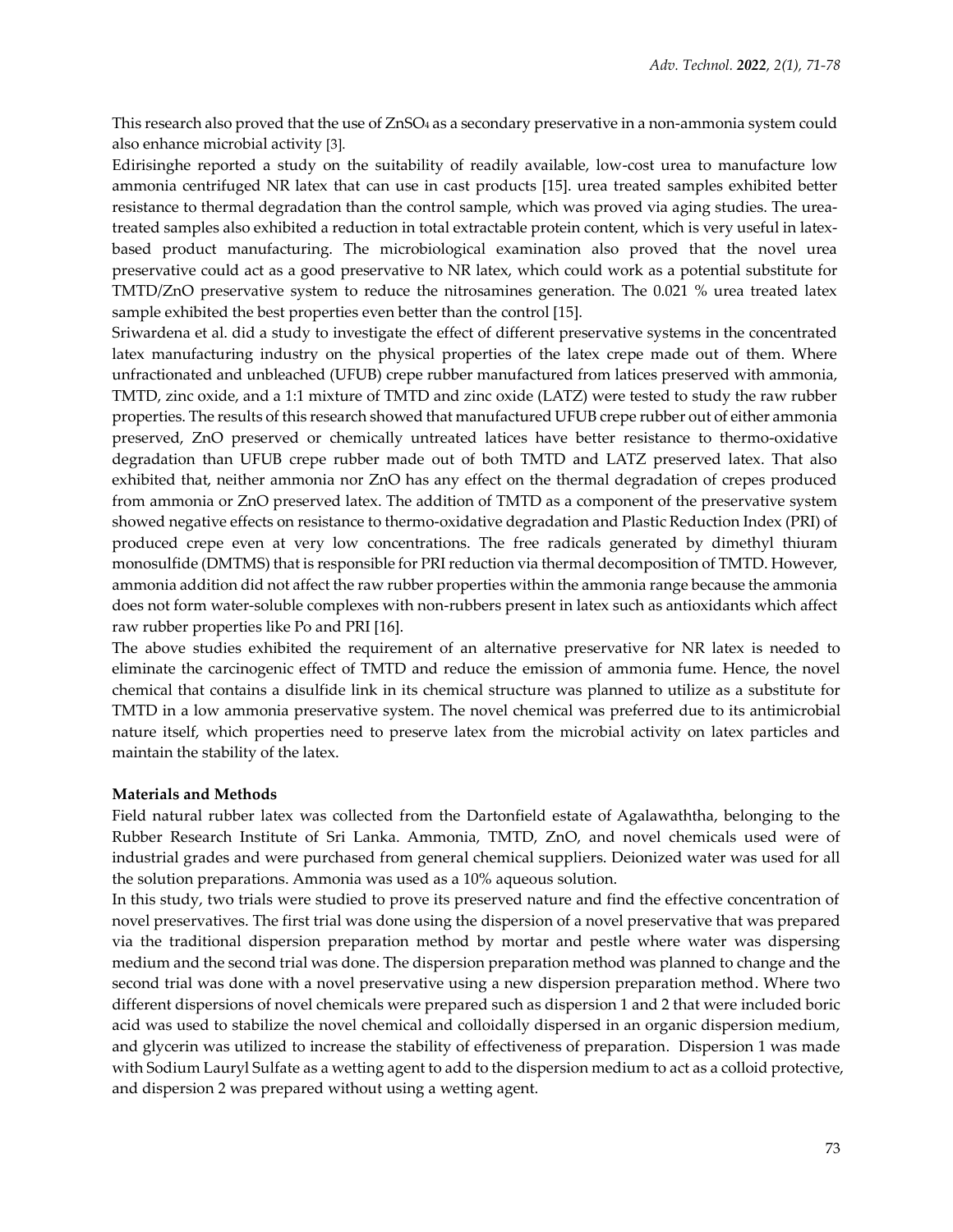This research also proved that the use of $ZnSO_4$ as a secondary preservative in a non-ammonia system could also enhance microbial activity [3].

Edirisinghe reported a study on the suitability of readily available, low-cost urea to manufacture low ammonia centrifuged NR latex that can use in cast products [15]. urea treated samples exhibited better resistance to thermal degradation than the control sample, which was proved via aging studies. The urea-treated samples also exhibited a reduction in total extractable protein content, which is very useful in latex-based product manufacturing. The microbiological examination also proved that the novel urea preservative could act as a good preservative to NR latex, which could work as a potential substitute for TMTD/ZnO preservative system to reduce the nitrosamines generation. The 0.021 % urea treated latex sample exhibited the best properties even better than the control [15].

Sriwardena et al. did a study to investigate the effect of different preservative systems in the concentrated latex manufacturing industry on the physical properties of the latex crepe made out of them. Where unfractionated and unbleached (UFUB) crepe rubber manufactured from latices preserved with ammonia, TMTD, zinc oxide, and a 1:1 mixture of TMTD and zinc oxide (LATZ) were tested to study the raw rubber properties. The results of this research showed that manufactured UFUB crepe rubber out of either ammonia preserved, ZnO preserved or chemically untreated latices have better resistance to thermo-oxidative degradation than UFUB crepe rubber made out of both TMTD and LATZ preserved latex. That also exhibited that, neither ammonia nor ZnO has any effect on the thermal degradation of crepes produced from ammonia or ZnO preserved latex. The addition of TMTD as a component of the preservative system showed negative effects on resistance to thermo-oxidative degradation and Plastic Reduction Index (PRI) of produced crepe even at very low concentrations. The free radicals generated by dimethyl thiuram monosulfide (DMTMS) that is responsible for PRI reduction via thermal decomposition of TMTD. However, ammonia addition did not affect the raw rubber properties within the ammonia range because the ammonia does not form water-soluble complexes with non-rubbers present in latex such as antioxidants which affect raw rubber properties like Po and PRI [16].

The above studies exhibited the requirement of an alternative preservative for NR latex is needed to eliminate the carcinogenic effect of TMTD and reduce the emission of ammonia fume. Hence, the novel chemical that contains a disulfide link in its chemical structure was planned to utilize as a substitute for TMTD in a low ammonia preservative system. The novel chemical was preferred due to its antimicrobial nature itself, which properties need to preserve latex from the microbial activity on latex particles and maintain the stability of the latex.

## Materials and Methods

Field natural rubber latex was collected from the Dartonfield estate of Agalawaththa, belonging to the Rubber Research Institute of Sri Lanka. Ammonia, TMTD, ZnO, and novel chemicals used were of industrial grades and were purchased from general chemical suppliers. Deionized water was used for all the solution preparations. Ammonia was used as a 10% aqueous solution.

In this study, two trials were studied to prove its preserved nature and find the effective concentration of novel preservatives. The first trial was done using the dispersion of a novel preservative that was prepared via the traditional dispersion preparation method by mortar and pestle where water was dispersing medium and the second trial was done. The dispersion preparation method was planned to change and the second trial was done with a novel preservative using a new dispersion preparation method. Where two different dispersions of novel chemicals were prepared such as dispersion 1 and 2 that were included boric acid was used to stabilize the novel chemical and colloidally dispersed in an organic dispersion medium, and glycerin was utilized to increase the stability of effectiveness of preparation. Dispersion 1 was made with Sodium Lauryl Sulfate as a wetting agent to add to the dispersion medium to act as a colloid protective, and dispersion 2 was prepared without using a wetting agent.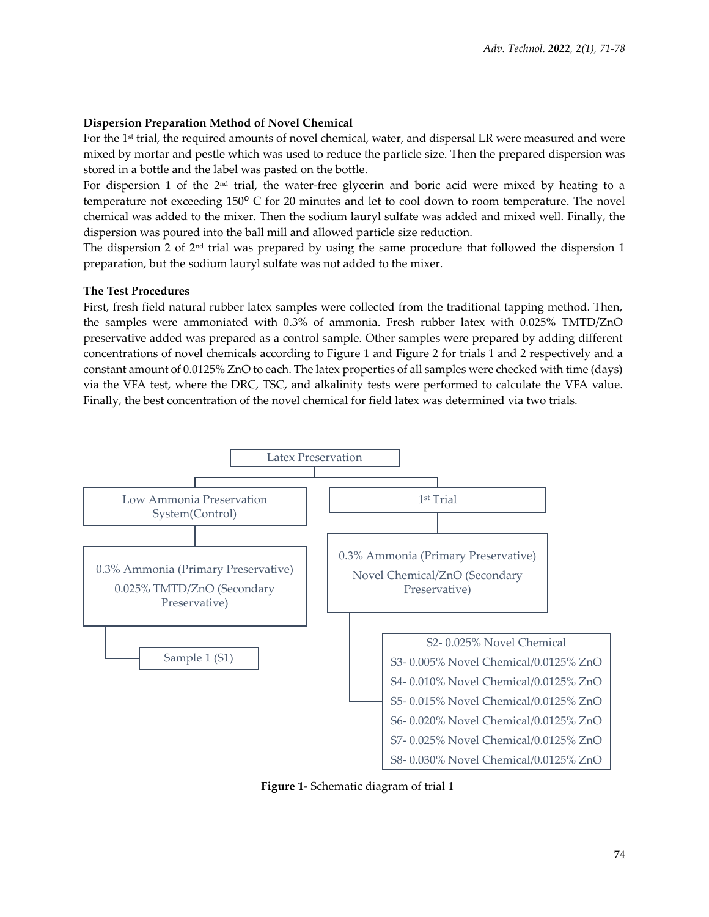**Dispersion Preparation Method of Novel Chemical**

For the 1st trial, the required amounts of novel chemical, water, and dispersal LR were measured and were mixed by mortar and pestle which was used to reduce the particle size. Then the prepared dispersion was stored in a bottle and the label was pasted on the bottle.

For dispersion 1 of the 2nd trial, the water-free glycerin and boric acid were mixed by heating to a temperature not exceeding 150° C for 20 minutes and let to cool down to room temperature. The novel chemical was added to the mixer. Then the sodium lauryl sulfate was added and mixed well. Finally, the dispersion was poured into the ball mill and allowed particle size reduction.

The dispersion 2 of 2nd trial was prepared by using the same procedure that followed the dispersion 1 preparation, but the sodium lauryl sulfate was not added to the mixer.

**The Test Procedures**

First, fresh field natural rubber latex samples were collected from the traditional tapping method. Then, the samples were ammoniated with 0.3% of ammonia. Fresh rubber latex with 0.025% TMTD/ZnO preservative added was prepared as a control sample. Other samples were prepared by adding different concentrations of novel chemicals according to Figure 1 and Figure 2 for trials 1 and 2 respectively and a constant amount of 0.0125% ZnO to each. The latex properties of all samples were checked with time (days) via the VFA test, where the DRC, TSC, and alkalinity tests were performed to calculate the VFA value. Finally, the best concentration of the novel chemical for field latex was determined via two trials.

- Latex Preservation
  - Low Ammonia Preservation System(Control)
    - 0.3% Ammonia (Primary Preservative); 0.025% TMTD/ZnO (Secondary Preservative)
      - Sample 1 (S1)
  - 1st Trial
    - 0.3% Ammonia (Primary Preservative); Novel Chemical/ZnO (Secondary Preservative)
      - S2- 0.025% Novel Chemical
      - S3- 0.005% Novel Chemical/0.0125% ZnO
      - S4- 0.010% Novel Chemical/0.0125% ZnO
      - S5- 0.015% Novel Chemical/0.0125% ZnO
      - S6- 0.020% Novel Chemical/0.0125% ZnO
      - S7- 0.025% Novel Chemical/0.0125% ZnO
      - S8- 0.030% Novel Chemical/0.0125% ZnO

**Figure 1-** Schematic diagram of trial 1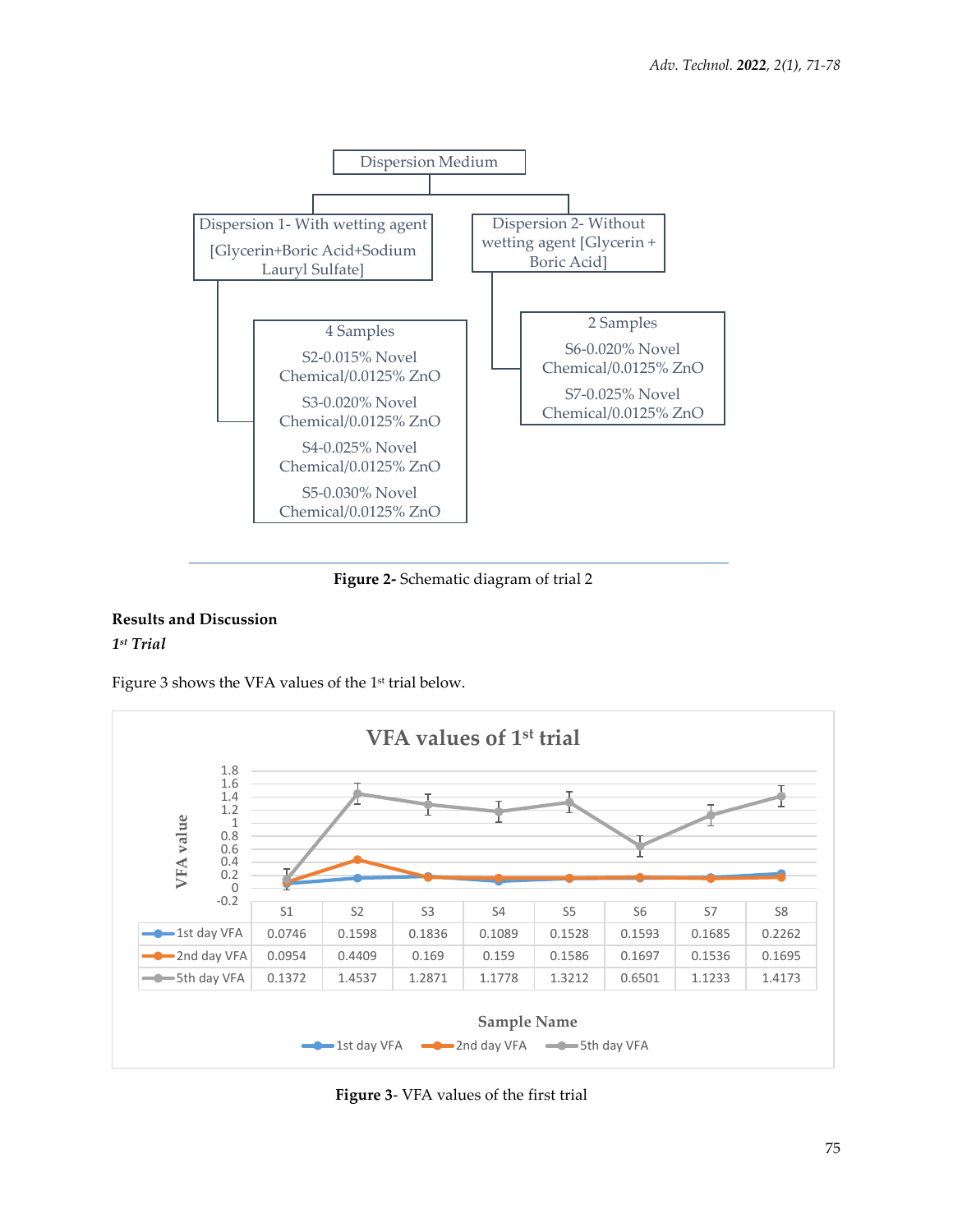Dispersion Medium

- Dispersion 1- With wetting agent [Glycerin+Boric Acid+Sodium Lauryl Sulfate]
  - 4 Samples
    - S2-0.015% Novel Chemical/0.0125% ZnO
    - S3-0.020% Novel Chemical/0.0125% ZnO
    - S4-0.025% Novel Chemical/0.0125% ZnO
    - S5-0.030% Novel Chemical/0.0125% ZnO
- Dispersion 2- Without wetting agent [Glycerin + Boric Acid]
  - 2 Samples
    - S6-0.020% Novel Chemical/0.0125% ZnO
    - S7-0.025% Novel Chemical/0.0125% ZnO

**Figure 2-** Schematic diagram of trial 2

**Results and Discussion**

***1st Trial***

Figure 3 shows the VFA values of the 1st trial below.

VFA values of 1st trial

| | S1 | S2 | S3 | S4 | S5 | S6 | S7 | S8 |
|---|---|---|---|---|---|---|---|---|
| 1st day VFA | 0.0746 | 0.1598 | 0.1836 | 0.1089 | 0.1528 | 0.1593 | 0.1685 | 0.2262 |
| 2nd day VFA | 0.0954 | 0.4409 | 0.169 | 0.159 | 0.1586 | 0.1697 | 0.1536 | 0.1695 |
| 5th day VFA | 0.1372 | 1.4537 | 1.2871 | 1.1778 | 1.3212 | 0.6501 | 1.1233 | 1.4173 |

**Figure 3**- VFA values of the first trial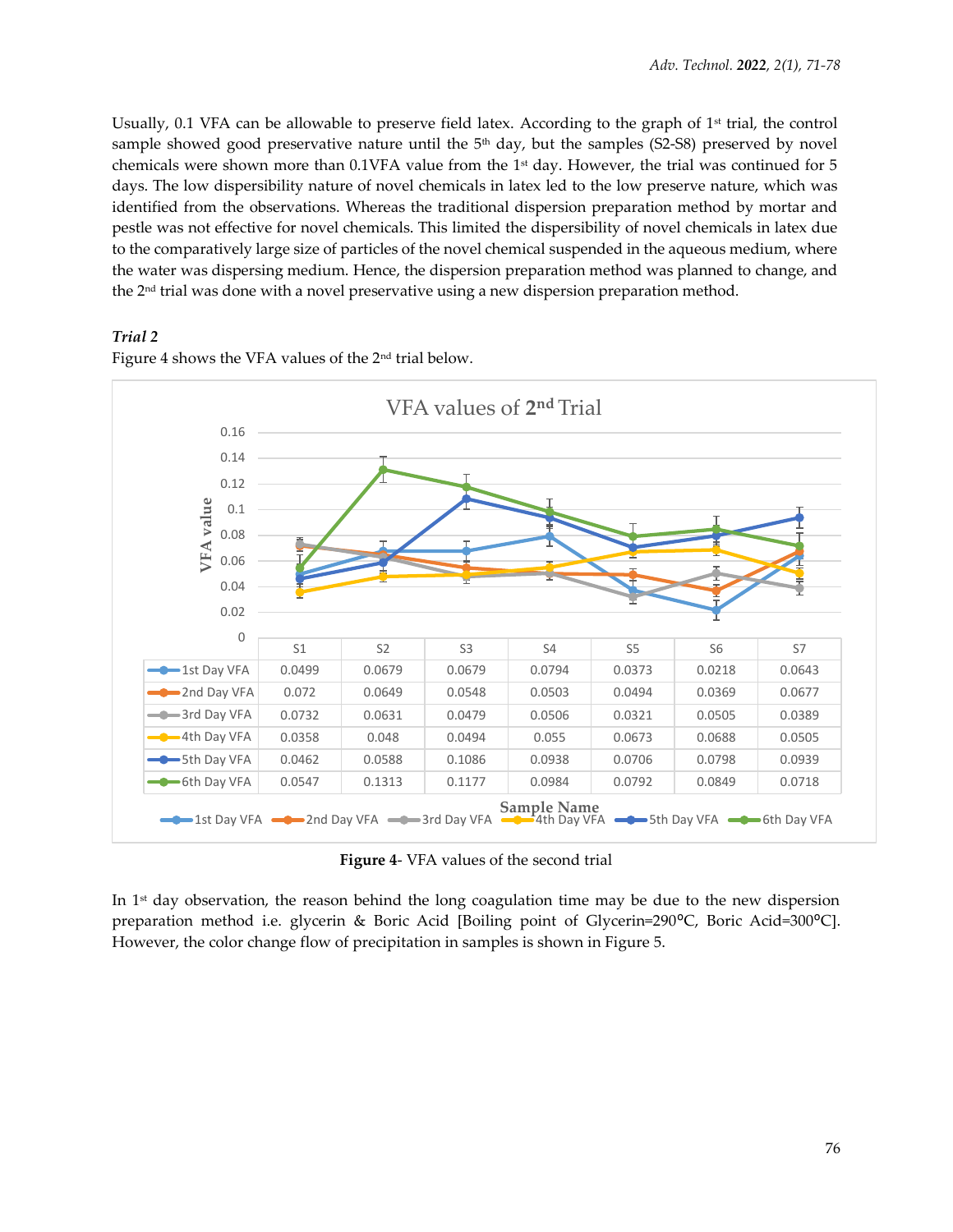Usually, 0.1 VFA can be allowable to preserve field latex. According to the graph of 1st trial, the control sample showed good preservative nature until the 5th day, but the samples (S2-S8) preserved by novel chemicals were shown more than 0.1VFA value from the 1st day. However, the trial was continued for 5 days. The low dispersibility nature of novel chemicals in latex led to the low preserve nature, which was identified from the observations. Whereas the traditional dispersion preparation method by mortar and pestle was not effective for novel chemicals. This limited the dispersibility of novel chemicals in latex due to the comparatively large size of particles of the novel chemical suspended in the aqueous medium, where the water was dispersing medium. Hence, the dispersion preparation method was planned to change, and the 2nd trial was done with a novel preservative using a new dispersion preparation method.

***Trial 2***

Figure 4 shows the VFA values of the 2nd trial below.

VFA values of 2nd Trial

| | S1 | S2 | S3 | S4 | S5 | S6 | S7 |
|---|---|---|---|---|---|---|---|
| 1st Day VFA | 0.0499 | 0.0679 | 0.0679 | 0.0794 | 0.0373 | 0.0218 | 0.0643 |
| 2nd Day VFA | 0.072 | 0.0649 | 0.0548 | 0.0503 | 0.0494 | 0.0369 | 0.0677 |
| 3rd Day VFA | 0.0732 | 0.0631 | 0.0479 | 0.0506 | 0.0321 | 0.0505 | 0.0389 |
| 4th Day VFA | 0.0358 | 0.048 | 0.0494 | 0.055 | 0.0673 | 0.0688 | 0.0505 |
| 5th Day VFA | 0.0462 | 0.0588 | 0.1086 | 0.0938 | 0.0706 | 0.0798 | 0.0939 |
| 6th Day VFA | 0.0547 | 0.1313 | 0.1177 | 0.0984 | 0.0792 | 0.0849 | 0.0718 |

**Figure 4**- VFA values of the second trial

In 1st day observation, the reason behind the long coagulation time may be due to the new dispersion preparation method i.e. glycerin & Boric Acid [Boiling point of Glycerin=290°C, Boric Acid=300°C]. However, the color change flow of precipitation in samples is shown in Figure 5.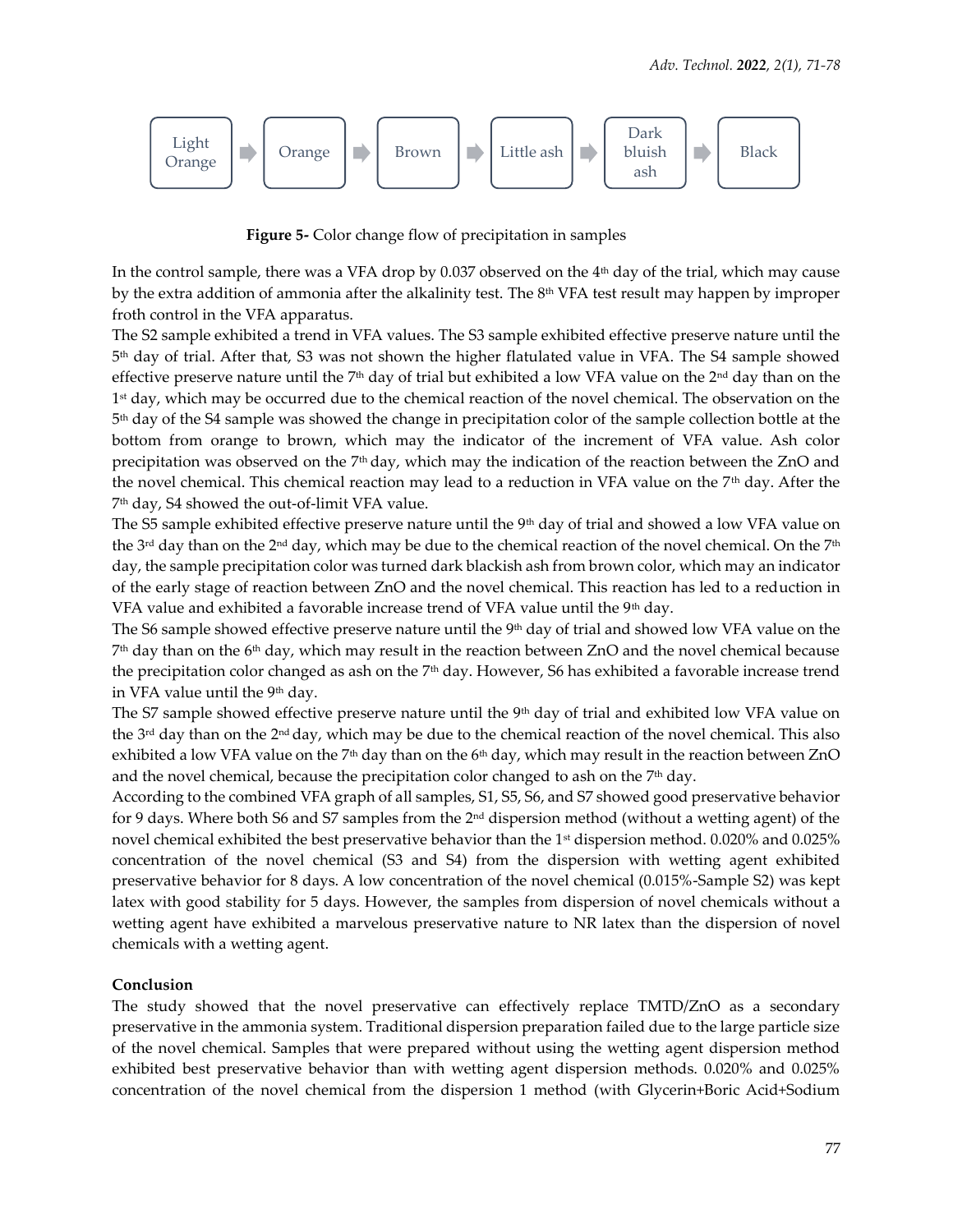Light Orange → Orange → Brown → Little ash → Dark bluish ash → Black

**Figure 5-** Color change flow of precipitation in samples

In the control sample, there was a VFA drop by 0.037 observed on the 4th day of the trial, which may cause by the extra addition of ammonia after the alkalinity test. The 8th VFA test result may happen by improper froth control in the VFA apparatus.

The S2 sample exhibited a trend in VFA values. The S3 sample exhibited effective preserve nature until the 5th day of trial. After that, S3 was not shown the higher flatulated value in VFA. The S4 sample showed effective preserve nature until the 7th day of trial but exhibited a low VFA value on the 2nd day than on the 1st day, which may be occurred due to the chemical reaction of the novel chemical. The observation on the 5th day of the S4 sample was showed the change in precipitation color of the sample collection bottle at the bottom from orange to brown, which may the indicator of the increment of VFA value. Ash color precipitation was observed on the 7th day, which may the indication of the reaction between the ZnO and the novel chemical. This chemical reaction may lead to a reduction in VFA value on the 7th day. After the 7th day, S4 showed the out-of-limit VFA value.

The S5 sample exhibited effective preserve nature until the 9th day of trial and showed a low VFA value on the 3rd day than on the 2nd day, which may be due to the chemical reaction of the novel chemical. On the 7th day, the sample precipitation color was turned dark blackish ash from brown color, which may an indicator of the early stage of reaction between ZnO and the novel chemical. This reaction has led to a reduction in VFA value and exhibited a favorable increase trend of VFA value until the 9th day.

The S6 sample showed effective preserve nature until the 9th day of trial and showed low VFA value on the 7th day than on the 6th day, which may result in the reaction between ZnO and the novel chemical because the precipitation color changed as ash on the 7th day. However, S6 has exhibited a favorable increase trend in VFA value until the 9th day.

The S7 sample showed effective preserve nature until the 9th day of trial and exhibited low VFA value on the 3rd day than on the 2nd day, which may be due to the chemical reaction of the novel chemical. This also exhibited a low VFA value on the 7th day than on the 6th day, which may result in the reaction between ZnO and the novel chemical, because the precipitation color changed to ash on the 7th day.

According to the combined VFA graph of all samples, S1, S5, S6, and S7 showed good preservative behavior for 9 days. Where both S6 and S7 samples from the 2nd dispersion method (without a wetting agent) of the novel chemical exhibited the best preservative behavior than the 1st dispersion method. 0.020% and 0.025% concentration of the novel chemical (S3 and S4) from the dispersion with wetting agent exhibited preservative behavior for 8 days. A low concentration of the novel chemical (0.015%-Sample S2) was kept latex with good stability for 5 days. However, the samples from dispersion of novel chemicals without a wetting agent have exhibited a marvelous preservative nature to NR latex than the dispersion of novel chemicals with a wetting agent.

**Conclusion**

The study showed that the novel preservative can effectively replace TMTD/ZnO as a secondary preservative in the ammonia system. Traditional dispersion preparation failed due to the large particle size of the novel chemical. Samples that were prepared without using the wetting agent dispersion method exhibited best preservative behavior than with wetting agent dispersion methods. 0.020% and 0.025% concentration of the novel chemical from the dispersion 1 method (with Glycerin+Boric Acid+Sodium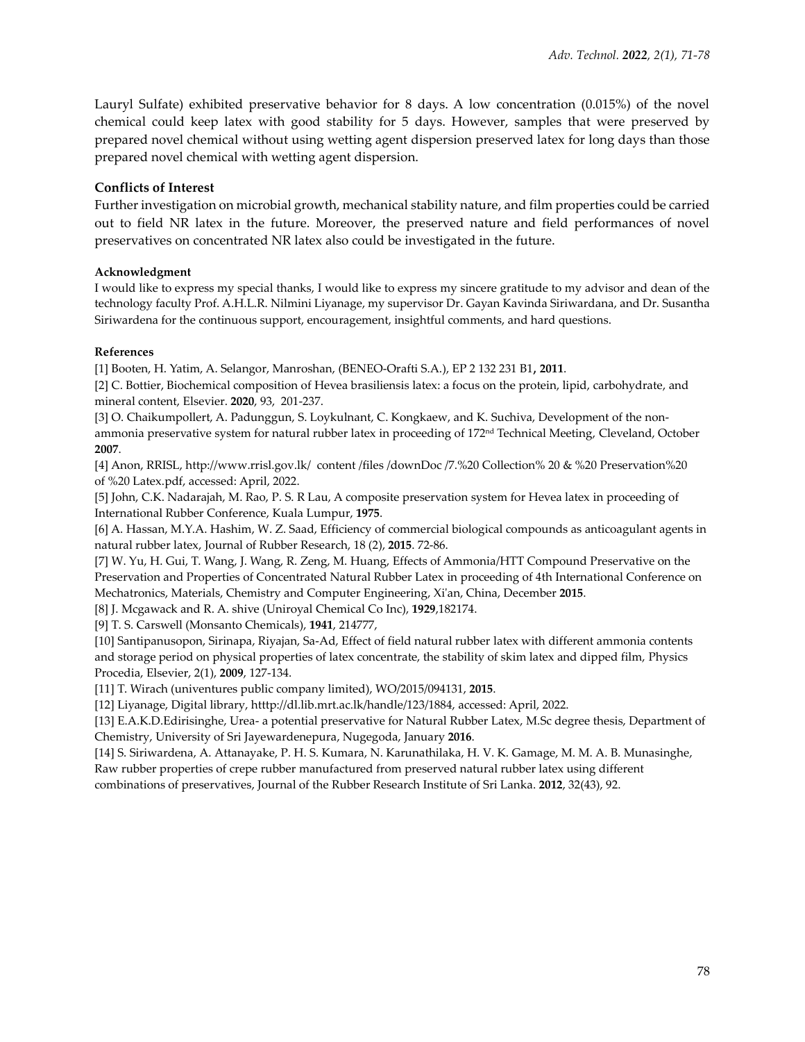Lauryl Sulfate) exhibited preservative behavior for 8 days. A low concentration (0.015%) of the novel chemical could keep latex with good stability for 5 days. However, samples that were preserved by prepared novel chemical without using wetting agent dispersion preserved latex for long days than those prepared novel chemical with wetting agent dispersion.

### Conflicts of Interest

Further investigation on microbial growth, mechanical stability nature, and film properties could be carried out to field NR latex in the future. Moreover, the preserved nature and field performances of novel preservatives on concentrated NR latex also could be investigated in the future.

#### Acknowledgment

I would like to express my special thanks, I would like to express my sincere gratitude to my advisor and dean of the technology faculty Prof. A.H.L.R. Nilmini Liyanage, my supervisor Dr. Gayan Kavinda Siriwardana, and Dr. Susantha Siriwardena for the continuous support, encouragement, insightful comments, and hard questions.

#### References

[1] Booten, H. Yatim, A. Selangor, Manroshan, (BENEO-Orafti S.A.), EP 2 132 231 B1**, 2011**.

[2] C. Bottier, Biochemical composition of Hevea brasiliensis latex: a focus on the protein, lipid, carbohydrate, and mineral content, Elsevier. **2020**, 93, 201-237.

[3] O. Chaikumpollert, A. Padunggun, S. Loykulnant, C. Kongkaew, and K. Suchiva, Development of the non-ammonia preservative system for natural rubber latex in proceeding of 172nd Technical Meeting, Cleveland, October **2007**.

[4] Anon, RRISL, http://www.rrisl.gov.lk/ content /files /downDoc /7.%20 Collection% 20 & %20 Preservation%20 of %20 Latex.pdf, accessed: April, 2022.

[5] John, C.K. Nadarajah, M. Rao, P. S. R Lau, A composite preservation system for Hevea latex in proceeding of International Rubber Conference, Kuala Lumpur, **1975**.

[6] A. Hassan, M.Y.A. Hashim, W. Z. Saad, Efficiency of commercial biological compounds as anticoagulant agents in natural rubber latex, Journal of Rubber Research, 18 (2), **2015**. 72-86.

[7] W. Yu, H. Gui, T. Wang, J. Wang, R. Zeng, M. Huang, Effects of Ammonia/HTT Compound Preservative on the Preservation and Properties of Concentrated Natural Rubber Latex in proceeding of 4th International Conference on Mechatronics, Materials, Chemistry and Computer Engineering, Xi'an, China, December **2015**.

[8] J. Mcgawack and R. A. shive (Uniroyal Chemical Co Inc), **1929**,182174.

[9] T. S. Carswell (Monsanto Chemicals), **1941**, 214777,

[10] Santipanusopon, Sirinapa, Riyajan, Sa-Ad, Effect of field natural rubber latex with different ammonia contents and storage period on physical properties of latex concentrate, the stability of skim latex and dipped film, Physics Procedia, Elsevier, 2(1), **2009**, 127-134.

[11] T. Wirach (univentures public company limited), WO/2015/094131, **2015**.

[12] Liyanage, Digital library, htttp://dl.lib.mrt.ac.lk/handle/123/1884, accessed: April, 2022.

[13] E.A.K.D.Edirisinghe, Urea- a potential preservative for Natural Rubber Latex, M.Sc degree thesis, Department of Chemistry, University of Sri Jayewardenepura, Nugegoda, January **2016**.

[14] S. Siriwardena, A. Attanayake, P. H. S. Kumara, N. Karunathilaka, H. V. K. Gamage, M. M. A. B. Munasinghe, Raw rubber properties of crepe rubber manufactured from preserved natural rubber latex using different combinations of preservatives, Journal of the Rubber Research Institute of Sri Lanka. **2012**, 32(43), 92.